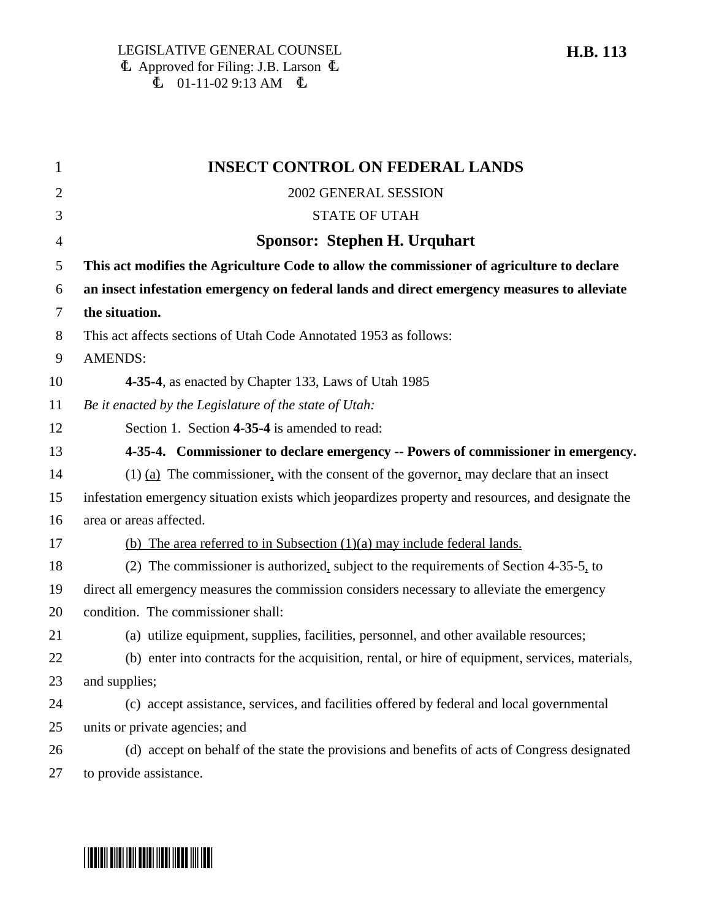LEGISLATIVE GENERAL COUNSEL
Ⱡ Approved for Filing: J.B. Larson Ⱡ
Ⱡ 01-11-02 9:13 AM Ⱡ

**H.B. 113**

# INSECT CONTROL ON FEDERAL LANDS

2002 GENERAL SESSION

STATE OF UTAH

## Sponsor: Stephen H. Urquhart

**This act modifies the Agriculture Code to allow the commissioner of agriculture to declare an insect infestation emergency on federal lands and direct emergency measures to alleviate the situation.**

This act affects sections of Utah Code Annotated 1953 as follows:

AMENDS:

**4-35-4**, as enacted by Chapter 133, Laws of Utah 1985

*Be it enacted by the Legislature of the state of Utah:*

Section 1. Section **4-35-4** is amended to read:

**4-35-4. Commissioner to declare emergency -- Powers of commissioner in emergency.**

(1) <u>(a)</u> The commissioner<u>,</u> with the consent of the governor<u>,</u> may declare that an insect infestation emergency situation exists which jeopardizes property and resources, and designate the area or areas affected.

<u>(b) The area referred to in Subsection (1)(a) may include federal lands.</u>

(2) The commissioner is authorized<u>,</u> subject to the requirements of Section 4-35-5<u>,</u> to direct all emergency measures the commission considers necessary to alleviate the emergency condition. The commissioner shall:

(a) utilize equipment, supplies, facilities, personnel, and other available resources;

(b) enter into contracts for the acquisition, rental, or hire of equipment, services, materials, and supplies;

(c) accept assistance, services, and facilities offered by federal and local governmental units or private agencies; and

(d) accept on behalf of the state the provisions and benefits of acts of Congress designated to provide assistance.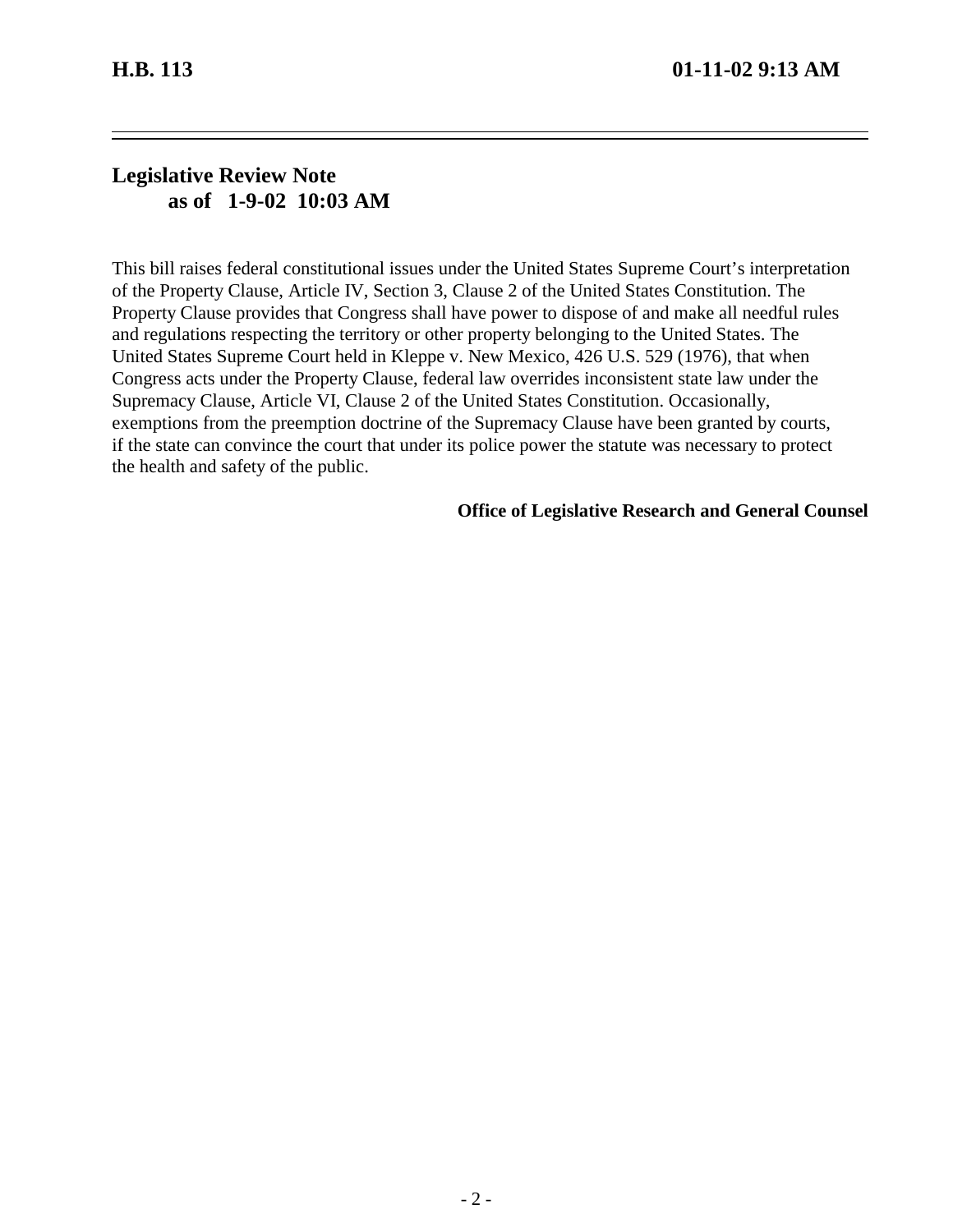## Legislative Review Note
### as of 1-9-02 10:03 AM

This bill raises federal constitutional issues under the United States Supreme Court's interpretation of the Property Clause, Article IV, Section 3, Clause 2 of the United States Constitution. The Property Clause provides that Congress shall have power to dispose of and make all needful rules and regulations respecting the territory or other property belonging to the United States. The United States Supreme Court held in Kleppe v. New Mexico, 426 U.S. 529 (1976), that when Congress acts under the Property Clause, federal law overrides inconsistent state law under the Supremacy Clause, Article VI, Clause 2 of the United States Constitution. Occasionally, exemptions from the preemption doctrine of the Supremacy Clause have been granted by courts, if the state can convince the court that under its police power the statute was necessary to protect the health and safety of the public.

**Office of Legislative Research and General Counsel**